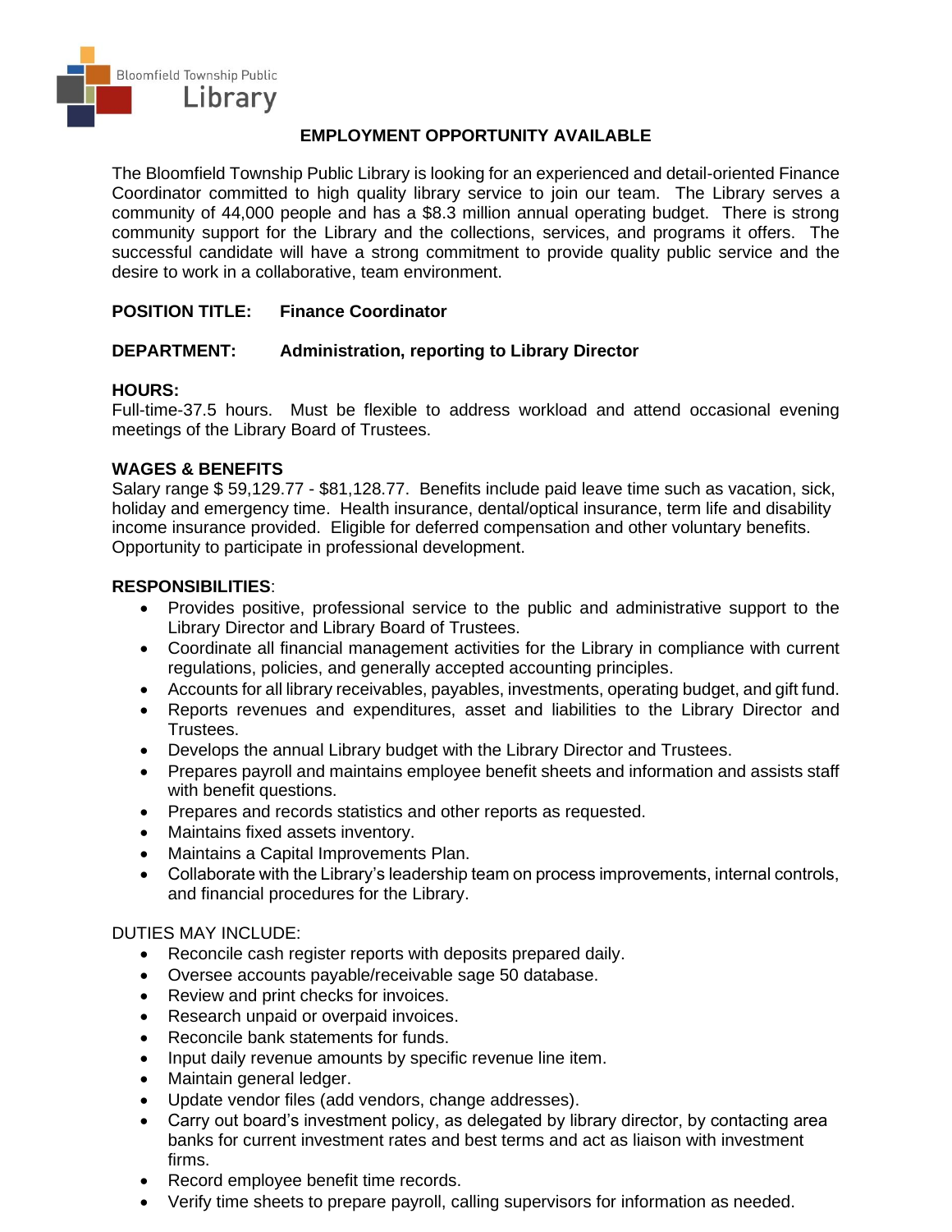Bloomfield Township Public Library

## EMPLOYMENT OPPORTUNITY AVAILABLE

The Bloomfield Township Public Library is looking for an experienced and detail-oriented Finance Coordinator committed to high quality library service to join our team. The Library serves a community of 44,000 people and has a $8.3 million annual operating budget. There is strong community support for the Library and the collections, services, and programs it offers. The successful candidate will have a strong commitment to provide quality public service and the desire to work in a collaborative, team environment.

**POSITION TITLE:** **Finance Coordinator**

**DEPARTMENT:** **Administration, reporting to Library Director**

**HOURS:**
Full-time-37.5 hours. Must be flexible to address workload and attend occasional evening meetings of the Library Board of Trustees.

**WAGES & BENEFITS**
Salary range $ 59,129.77 - $81,128.77. Benefits include paid leave time such as vacation, sick, holiday and emergency time. Health insurance, dental/optical insurance, term life and disability income insurance provided. Eligible for deferred compensation and other voluntary benefits. Opportunity to participate in professional development.

**RESPONSIBILITIES**:

- Provides positive, professional service to the public and administrative support to the Library Director and Library Board of Trustees.
- Coordinate all financial management activities for the Library in compliance with current regulations, policies, and generally accepted accounting principles.
- Accounts for all library receivables, payables, investments, operating budget, and gift fund.
- Reports revenues and expenditures, asset and liabilities to the Library Director and Trustees.
- Develops the annual Library budget with the Library Director and Trustees.
- Prepares payroll and maintains employee benefit sheets and information and assists staff with benefit questions.
- Prepares and records statistics and other reports as requested.
- Maintains fixed assets inventory.
- Maintains a Capital Improvements Plan.
- Collaborate with the Library's leadership team on process improvements, internal controls, and financial procedures for the Library.

DUTIES MAY INCLUDE:

- Reconcile cash register reports with deposits prepared daily.
- Oversee accounts payable/receivable sage 50 database.
- Review and print checks for invoices.
- Research unpaid or overpaid invoices.
- Reconcile bank statements for funds.
- Input daily revenue amounts by specific revenue line item.
- Maintain general ledger.
- Update vendor files (add vendors, change addresses).
- Carry out board's investment policy, as delegated by library director, by contacting area banks for current investment rates and best terms and act as liaison with investment firms.
- Record employee benefit time records.
- Verify time sheets to prepare payroll, calling supervisors for information as needed.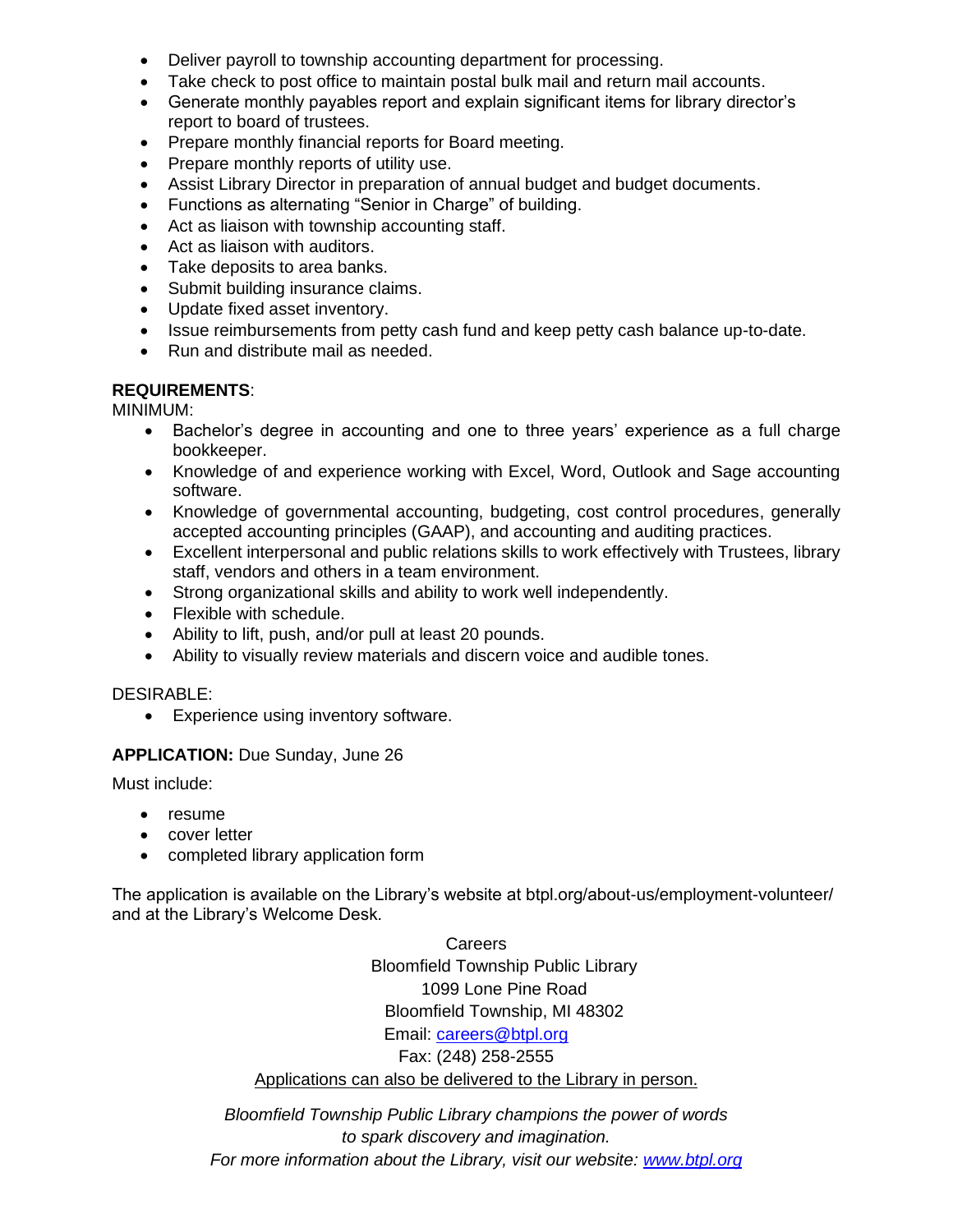- Deliver payroll to township accounting department for processing.
- Take check to post office to maintain postal bulk mail and return mail accounts.
- Generate monthly payables report and explain significant items for library director's report to board of trustees.
- Prepare monthly financial reports for Board meeting.
- Prepare monthly reports of utility use.
- Assist Library Director in preparation of annual budget and budget documents.
- Functions as alternating "Senior in Charge" of building.
- Act as liaison with township accounting staff.
- Act as liaison with auditors.
- Take deposits to area banks.
- Submit building insurance claims.
- Update fixed asset inventory.
- Issue reimbursements from petty cash fund and keep petty cash balance up-to-date.
- Run and distribute mail as needed.

**REQUIREMENTS**:

MINIMUM:

- Bachelor's degree in accounting and one to three years' experience as a full charge bookkeeper.
- Knowledge of and experience working with Excel, Word, Outlook and Sage accounting software.
- Knowledge of governmental accounting, budgeting, cost control procedures, generally accepted accounting principles (GAAP), and accounting and auditing practices.
- Excellent interpersonal and public relations skills to work effectively with Trustees, library staff, vendors and others in a team environment.
- Strong organizational skills and ability to work well independently.
- Flexible with schedule.
- Ability to lift, push, and/or pull at least 20 pounds.
- Ability to visually review materials and discern voice and audible tones.

DESIRABLE:

- Experience using inventory software.

**APPLICATION:** Due Sunday, June 26

Must include:

- resume
- cover letter
- completed library application form

The application is available on the Library's website at btpl.org/about-us/employment-volunteer/ and at the Library's Welcome Desk.

Careers
Bloomfield Township Public Library
1099 Lone Pine Road
Bloomfield Township, MI 48302
Email: careers@btpl.org
Fax: (248) 258-2555
Applications can also be delivered to the Library in person.

*Bloomfield Township Public Library champions the power of words to spark discovery and imagination.*
*For more information about the Library, visit our website: www.btpl.org*